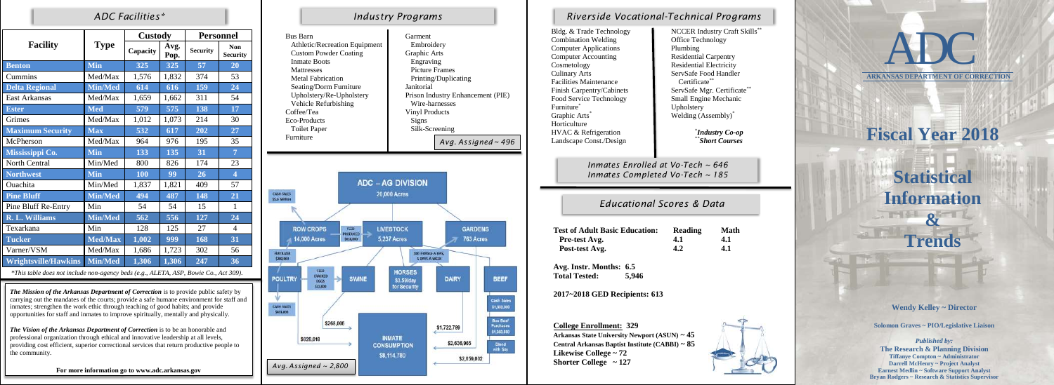## ADC Facilities*

| Facility | Type | Custody | | Personnel | |
|---|---|---|---|---|---|
| | | Capacity | Avg. Pop. | Security | Non Security |
| Benton | Min | 325 | 325 | 57 | 20 |
| Cummins | Med/Max | 1,576 | 1,832 | 374 | 53 |
| Delta Regional | Min/Med | 614 | 616 | 159 | 24 |
| East Arkansas | Med/Max | 1,659 | 1,662 | 311 | 54 |
| Ester | Med | 579 | 575 | 138 | 17 |
| Grimes | Med/Max | 1,012 | 1,073 | 214 | 30 |
| Maximum Security | Max | 532 | 617 | 202 | 27 |
| McPherson | Med/Max | 964 | 976 | 195 | 35 |
| Mississippi Co. | Min | 133 | 135 | 31 | 7 |
| North Central | Min/Med | 800 | 826 | 174 | 23 |
| Northwest | Min | 100 | 99 | 26 | 4 |
| Ouachita | Min/Med | 1,837 | 1,821 | 409 | 57 |
| Pine Bluff | Min/Med | 494 | 487 | 148 | 21 |
| Pine Bluff Re-Entry | Min | 54 | 54 | 15 | 1 |
| R. L. Williams | Min/Med | 562 | 556 | 127 | 24 |
| Texarkana | Min | 128 | 125 | 27 | 4 |
| Tucker | Med/Max | 1,002 | 999 | 168 | 31 |
| Varner/VSM | Med/Max | 1,686 | 1,723 | 302 | 56 |
| Wrightsville/Hawkins | Min/Med | 1,306 | 1,306 | 247 | 36 |

*This table does not include non-agency beds (e.g., ALETA, ASP, Bowie Co., Act 309).

***The Mission of the Arkansas Department of Correction*** is to provide public safety by carrying out the mandates of the courts; provide a safe humane environment for staff and inmates; strengthen the work ethic through teaching of good habits; and provide opportunities for staff and inmates to improve spiritually, mentally and physically.

***The Vision of the Arkansas Department of Correction*** is to be an honorable and professional organization through ethical and innovative leadership at all levels, providing cost efficient, superior correctional services that return productive people to the community.

**For more information go to www.adc.arkansas.gov**

## Industry Programs

- Bus Barn
  - Athletic/Recreation Equipment
  - Custom Powder Coating
  - Inmate Boots
  - Mattresses
  - Metal Fabrication
  - Seating/Dorm Furniture
  - Upholstery/Re-Upholstery
  - Vehicle Refurbishing
- Coffee/Tea
- Eco-Products
  - Toilet Paper
- Furniture
- Garment
  - Embroidery
- Graphic Arts
  - Engraving
  - Picture Frames
  - Printing/Duplicating
- Janitorial
- Prison Industry Enhancement (PIE)
  - Wire-harnesses
- Vinyl Products
  - Signs
  - Silk-Screening

*Avg. Assigned ~ 496*

ADC – AG DIVISION
20,000 Acres

- CASH SALES $5.6 Million
- ROW CROPS 14,000 Acres
- FEED PRODUCED $828,000
- LIVESTOCK 5,237 Acres
- GARDENS 763 Acres
- FERTILIZER $282,000
- 300 HORSES A DAY, 5 DAYS A WEEK
- POULTRY
- FEED CRACKED EGGS $82,000
- SWINE
- HORSES $3.50/day for Security
- DAIRY
- BEEF
- Cash Sales $1,800,000
- CASH SALES $651,000
- Bus Beef Purchases $1,300,000
- $268,006
- $1,722,789
- $828,018
- INMATE CONSUMPTION $8,114,780
- $2,636,965
- Blend with Soy
- $2,659,002

*Avg. Assigned ~ 2,800*

## Riverside Vocational-Technical Programs

- Bldg. & Trade Technology
- Combination Welding
- Computer Applications
- Computer Accounting
- Cosmetology
- Culinary Arts
- Facilities Maintenance
- Finish Carpentry/Cabinets
- Food Service Technology
- Furniture*
- Graphic Arts*
- Horticulture
- HVAC & Refrigeration
- Landscape Const./Design
- NCCER Industry Craft Skills**
- Office Technology
- Plumbing
- Residential Carpentry
- Residential Electricity
- ServSafe Food Handler Certificate**
- ServSafe Mgr. Certificate**
- Small Engine Mechanic
- Upholstery
- Welding (Assembly)*

**Industry Co-op*
***Short Courses*

*Inmates Enrolled at Vo-Tech ~ 646*
*Inmates Completed Vo-Tech ~ 185*

## Educational Scores & Data

| Test of Adult Basic Education: | Reading | Math |
|---|---|---|
| Pre-test Avg. | 4.1 | 4.1 |
| Post-test Avg. | 4.2 | 4.1 |

**Avg. Instr. Months: 6.5**
**Total Tested: 5,946**

**2017~2018 GED Recipients: 613**

**College Enrollment: 329**
**Arkansas State University Newport (ASUN) ~ 45**
**Central Arkansas Baptist Institute (CABBI) ~ 85**
**Likewise College ~ 72**
**Shorter College ~ 127**

# ADC

**ARKANSAS DEPARTMENT OF CORRECTION**

# Fiscal Year 2018

# Statistical Information & Trends

**Wendy Kelley ~ Director**

**Solomon Graves ~ PIO/Legislative Liaison**

*Published by:*
**The Research & Planning Division**
**Tiffanye Compton ~ Administrator**
**Darrell McHenry ~ Project Analyst**
**Earnest Medlin ~ Software Support Analyst**
**Bryan Rodgers ~ Research & Statistics Supervisor**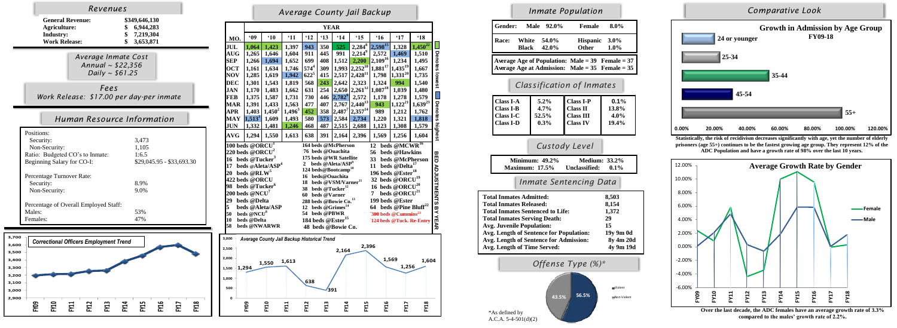## Revenues

| | |
|---|---|
| **General Revenue:** | **$349,646,130** |
| **Agriculture:** | **$ 6,944,283** |
| **Industry:** | **$ 7,219,304** |
| **Work Release:** | **$ 3,653,871** |

*Average Inmate Cost*
*Annual ~ $22,356*
*Daily ~ $61.25*

## Fees

*Work Release: $17.00 per day-per inmate*

## Human Resource Information

| | |
|---|---|
| Positions: | |
| Security: | 3,473 |
| Non-Security: | 1,105 |
| Ratio: Budgeted CO's to Inmate: | 1:6.5 |
| Beginning Salary for CO-I: | $29,045.95 - $33,693.30 |
| Percentage Turnover Rate: | |
| Security: | 8.9% |
| Non-Security: | 9.0% |
| Percentage of Overall Employed Staff: | |
| Males: | 53% |
| Females: | 47% |

*Correctional Officers Employment Trend*

3,700
3,600
3,500
3,400
3,300
3,200
3,100
3,000
2,900
FY09 FY10 FY11 FY12 FY13 FY14 FY15 FY16 FY17 FY18

## Average County Jail Backup

| MO. | '09 | '10 | '11 | '12 | '13 | '14 | '15 | '16 | '17 | '18 |
|---|---|---|---|---|---|---|---|---|---|---|
| | YEAR | | | | | | | | | |
| JUL | 1,064 | 1,423 | 1,397 | 943 | 350 | 525 | 2,284[8] | 2,598[15] | 1,328 | 1,450[22] |
| AUG | 1,265 | 1,646 | 1,604 | 911 | 445 | 991 | 2,214[9] | 2,572 | 1,469 | 1,510 |
| SEP | 1,266 | 1,694 | 1,652 | 699 | 408 | 1,512 | 2,200 | 2,109[16] | 1,234 | 1,495 |
| OCT | 1,161 | 1,634 | 1,746 | 574[4] | 309 | 1,993 | 2,252[10] | 1,881[17] | 1,435[19] | 1,667 |
| NOV | 1,285 | 1,619 | 1,942 | 622[5] | 415 | 2,517 | 2,428[11] | 1,798 | 1,331[20] | 1,735 |
| DEC | 1,301 | 1,543 | 1,819 | 568 | 243 | 2,642 | 2,323 | 1,324 | 994 | 1,540 |
| JAN | 1,170 | 1,483 | 1,662 | 631 | 254 | 2,650 | 2,261[12] | 1,087[18] | 1,039 | 1,480 |
| FEB | 1,375 | 1,587 | 1,731 | 730 | 446 | 2,782[6] | 2,572 | 1,178 | 1,278 | 1,579 |
| MAR | 1,391 | 1,433 | 1,563 | 477 | 407 | 2,767 | 2,440[13] | 943 | 1,122[21] | 1,639[23] |
| APR | 1,403 | 1,450[2] | 1,496[3] | 452 | 358 | 2,487[7] | 2,357[14] | 989 | 1,212 | 1,762 |
| MAY | 1,513[1] | 1,609 | 1,493 | 580 | 573 | 2,584 | 2,734 | 1,220 | 1,321 | 1,818 |
| JUN | 1,332 | 1,481 | 1,246 | 468 | 487 | 2,515 | 2,688 | 1,123 | 1,308 | 1,579 |
| AVG | 1,294 | 1,550 | 1,613 | 638 | 391 | 2,164 | 2,396 | 1,569 | 1,256 | 1,604 |

Denotes lowest
Denotes highest

**BED ADJUSTMENTS BY YEAR**

100 beds @ORCU[1]
220 beds @ORCU[2]
16 beds @Tucker[3]
17 beds @Aleta/ASP[4]
20 beds @RLW[5]
422 beds @ORCU
98 beds @Tucker[6]
200 beds @NCU[7]
29 beds @Delta
5 beds @Aleta/ASP
50 beds @NCU[8]
10 beds @Delta
58 beds @NWARWR
164 beds @McPherson
76 beds @Ouachita
175 beds @WR Satellite
2 beds @Aleta/ASP[9]
124 beds@Bootcamp[10]
16 beds@Ouachita
18 beds @VSM/Varner[11]
38 beds @Tucker[12]
60 beds @Varner
288 beds @Bowie Co.[13]
12 beds @Grimes[14]
54 beds @PBWR
184 beds @Ester[15]
48 beds @Bowie Co.
12 beds @MCWR[16]
56 beds @Hawkins
33 beds @McPherson
11 beds @Delta[17]
196 beds @Ester[18]
32 beds @ORCU[19]
16 beds @ORCU[20]
7 beds @ORCU[21]
199 beds @Ester
64 beds @Pine Bluff[22]
⁻300 beds @Cummins[23]
⁻124 beds @Tuck. Re-Entry

*Average County Jail Backup Historical Trend*

3,000
2,500
2,000
1,500
1,000
500
0
1,294 1,550 1,613 638 391 2,164 2,396 1,569 1,256 1,604
FY09 FY10 FY11 FY12 FY13 FY14 FY15 FY16 FY17 FY18

## Inmate Population

| | | | | |
|---|---|---|---|---|
| **Gender:** | **Male 92.0%** | | **Female** | **8.0%** |
| **Race:** | **White 54.0%** | | **Hispanic** | **3.0%** |
| | **Black 42.0%** | | **Other** | **1.0%** |

**Average Age of Population: Male = 39 Female = 37**
**Average Age at Admission: Male = 35 Female = 35**

## Classification of Inmates

| | | | |
|---|---|---|---|
| **Class I-A** | **5.2%** | **Class I-P** | **0.1%** |
| **Class I-B** | **4.7%** | **Class II** | **13.8%** |
| **Class I-C** | **52.5%** | **Class III** | **4.0%** |
| **Class I-D** | **0.3%** | **Class IV** | **19.4%** |

## Custody Level

| | | | |
|---|---|---|---|
| **Minimum:** | **49.2%** | **Medium:** | **33.2%** |
| **Maximum:** | **17.5%** | **Unclassified:** | **0.1%** |

## Inmate Sentencing Data

| | |
|---|---|
| **Total Inmates Admitted:** | **8,503** |
| **Total Inmates Released:** | **8,154** |
| **Total Inmates Sentenced to Life:** | **1,372** |
| **Total Inmates Serving Death:** | **29** |
| **Avg. Juvenile Population:** | **15** |
| **Avg. Length of Sentence for Population:** | **19y 9m 0d** |
| **Avg. Length of Sentence for Admission:** | **8y 4m 20d** |
| **Avg. Length of Time Served:** | **4y 9m 19d** |

## Offense Type (%)*

43.5%
56.5%
Violent
Non-Violent

*As defined by A.C.A. 5-4-501(d)(2)

## Comparative Look

**Growth in Admission by Age Group FY09-18**

24 or younger
25-34
35-44
45-54
55+
0.00% 20.00% 40.00% 60.00% 80.00% 100.00% 120.00%

**Statistically, the risk of recidivism decreases significantly with age, yet the number of elderly prisoners (age 55+) continues to be the fastest growing age group. They represent 12% of the ADC Population and have a growth rate of 98% over the last 10 years.**

**Average Growth Rate by Gender**

12.00%
10.00%
8.00%
6.00%
4.00%
2.00%
0.00%
-2.00%
-4.00%
-6.00%
FY09 FY10 FY11 FY12 FY13 FY14 FY15 FY16 FY17 FY18
Female
Male

**Over the last decade, the ADC females have an average growth rate of 3.3% compared to the males' growth rate of 2.2%.**